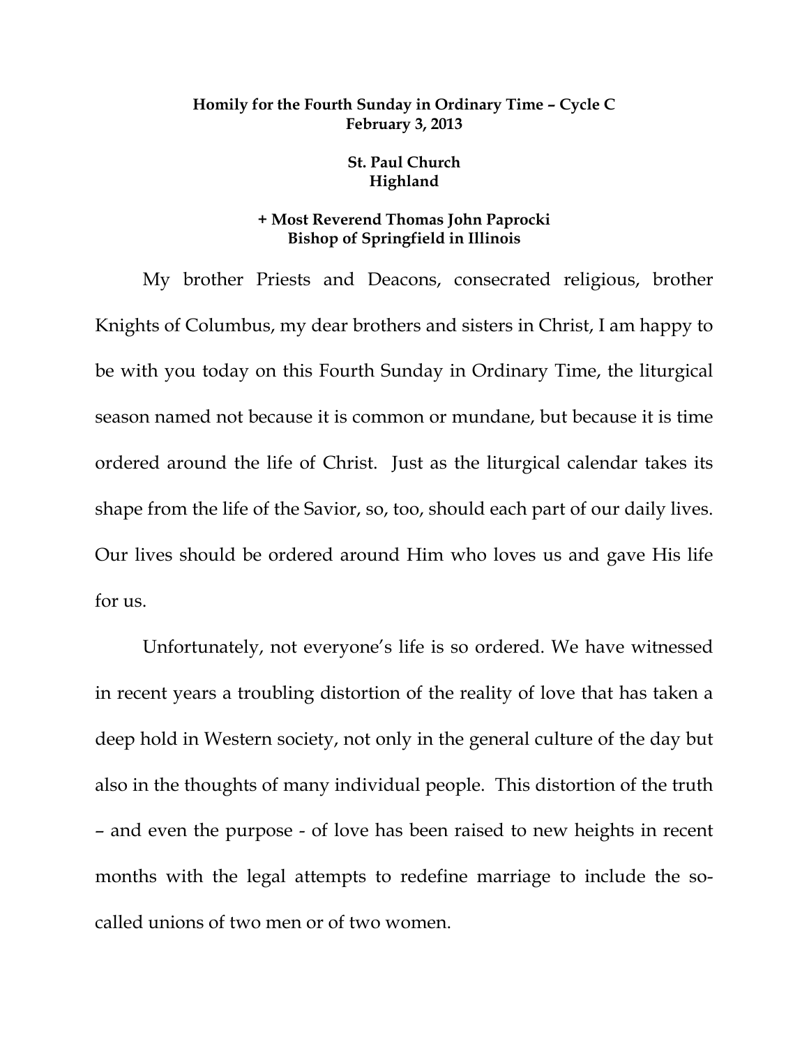**Homily for the Fourth Sunday in Ordinary Time – Cycle C**
**February 3, 2013**

**St. Paul Church**
**Highland**

**+ Most Reverend Thomas John Paprocki**
**Bishop of Springfield in Illinois**

My brother Priests and Deacons, consecrated religious, brother Knights of Columbus, my dear brothers and sisters in Christ, I am happy to be with you today on this Fourth Sunday in Ordinary Time, the liturgical season named not because it is common or mundane, but because it is time ordered around the life of Christ. Just as the liturgical calendar takes its shape from the life of the Savior, so, too, should each part of our daily lives. Our lives should be ordered around Him who loves us and gave His life for us.

Unfortunately, not everyone's life is so ordered. We have witnessed in recent years a troubling distortion of the reality of love that has taken a deep hold in Western society, not only in the general culture of the day but also in the thoughts of many individual people. This distortion of the truth – and even the purpose - of love has been raised to new heights in recent months with the legal attempts to redefine marriage to include the so-called unions of two men or of two women.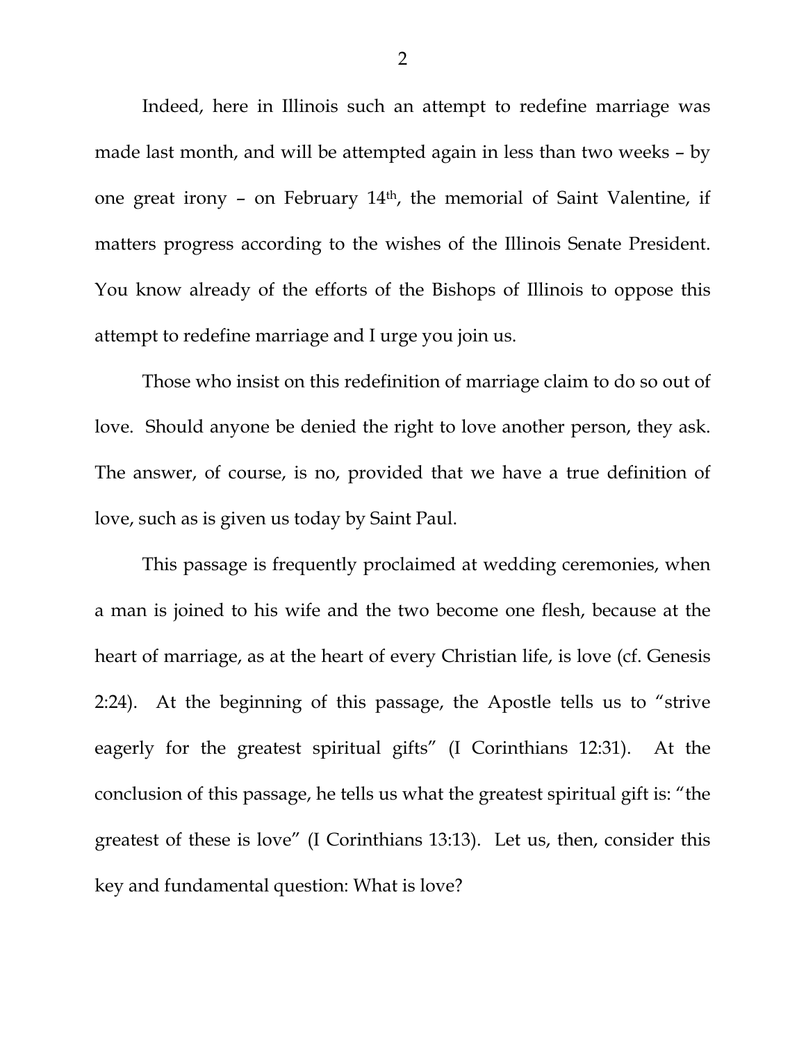Indeed, here in Illinois such an attempt to redefine marriage was made last month, and will be attempted again in less than two weeks – by one great irony – on February 14th, the memorial of Saint Valentine, if matters progress according to the wishes of the Illinois Senate President. You know already of the efforts of the Bishops of Illinois to oppose this attempt to redefine marriage and I urge you join us.

Those who insist on this redefinition of marriage claim to do so out of love. Should anyone be denied the right to love another person, they ask. The answer, of course, is no, provided that we have a true definition of love, such as is given us today by Saint Paul.

This passage is frequently proclaimed at wedding ceremonies, when a man is joined to his wife and the two become one flesh, because at the heart of marriage, as at the heart of every Christian life, is love (cf. Genesis 2:24). At the beginning of this passage, the Apostle tells us to "strive eagerly for the greatest spiritual gifts" (I Corinthians 12:31). At the conclusion of this passage, he tells us what the greatest spiritual gift is: "the greatest of these is love" (I Corinthians 13:13). Let us, then, consider this key and fundamental question: What is love?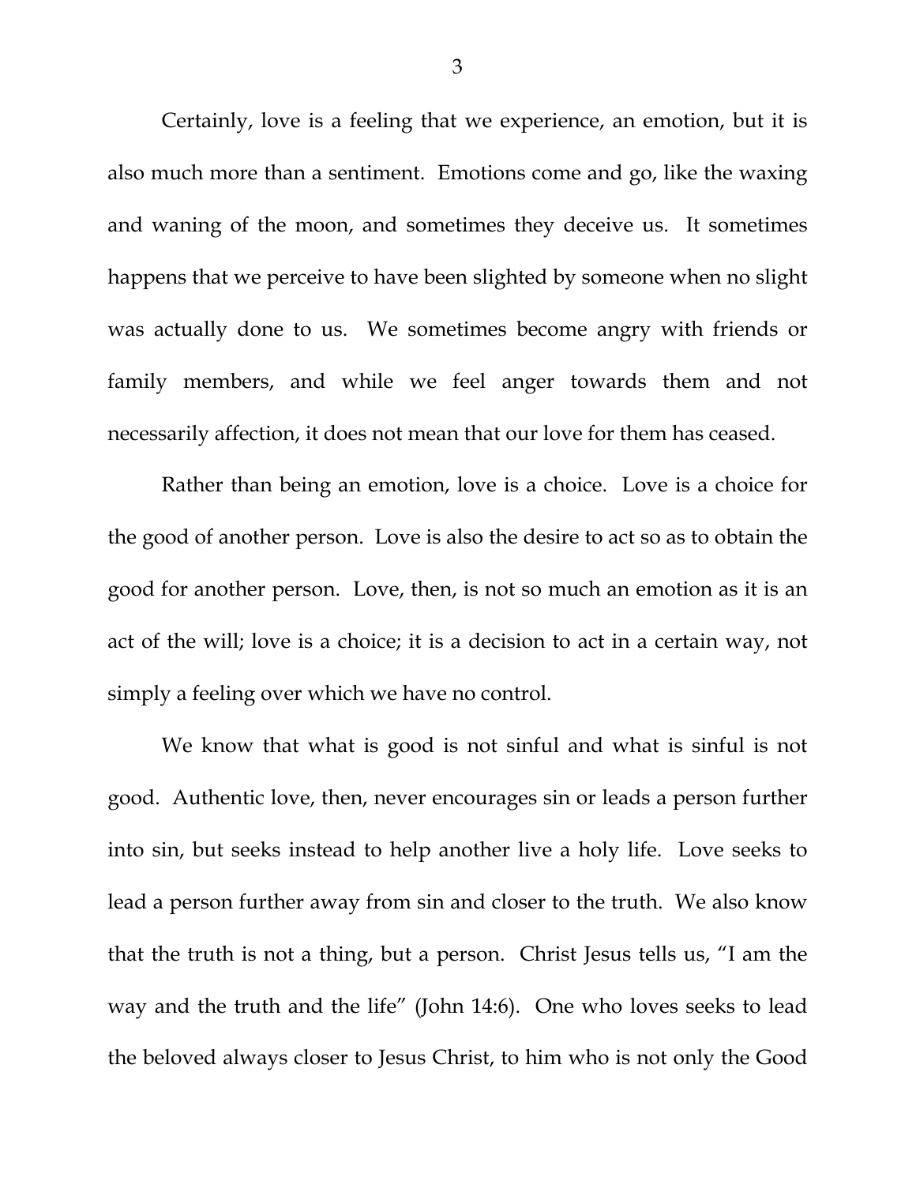Certainly, love is a feeling that we experience, an emotion, but it is also much more than a sentiment. Emotions come and go, like the waxing and waning of the moon, and sometimes they deceive us. It sometimes happens that we perceive to have been slighted by someone when no slight was actually done to us. We sometimes become angry with friends or family members, and while we feel anger towards them and not necessarily affection, it does not mean that our love for them has ceased.

Rather than being an emotion, love is a choice. Love is a choice for the good of another person. Love is also the desire to act so as to obtain the good for another person. Love, then, is not so much an emotion as it is an act of the will; love is a choice; it is a decision to act in a certain way, not simply a feeling over which we have no control.

We know that what is good is not sinful and what is sinful is not good. Authentic love, then, never encourages sin or leads a person further into sin, but seeks instead to help another live a holy life. Love seeks to lead a person further away from sin and closer to the truth. We also know that the truth is not a thing, but a person. Christ Jesus tells us, "I am the way and the truth and the life" (John 14:6). One who loves seeks to lead the beloved always closer to Jesus Christ, to him who is not only the Good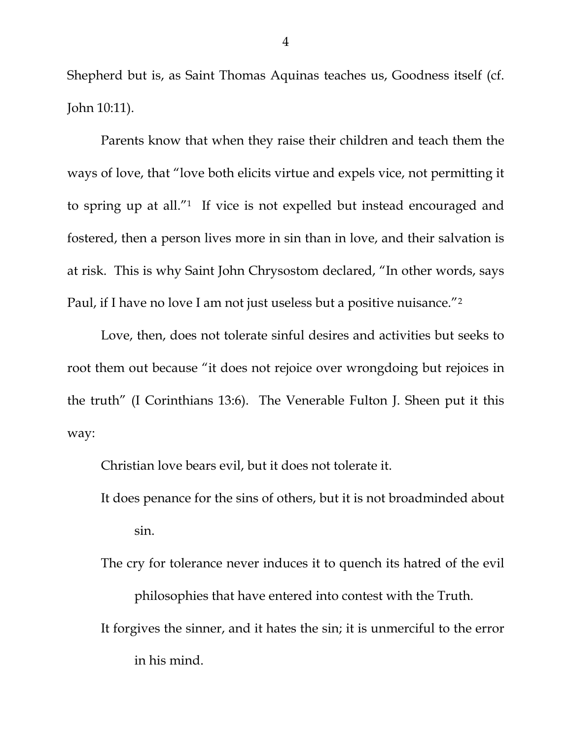Shepherd but is, as Saint Thomas Aquinas teaches us, Goodness itself (cf. John 10:11).

Parents know that when they raise their children and teach them the ways of love, that "love both elicits virtue and expels vice, not permitting it to spring up at all."[1] If vice is not expelled but instead encouraged and fostered, then a person lives more in sin than in love, and their salvation is at risk. This is why Saint John Chrysostom declared, "In other words, says Paul, if I have no love I am not just useless but a positive nuisance."[2]

Love, then, does not tolerate sinful desires and activities but seeks to root them out because "it does not rejoice over wrongdoing but rejoices in the truth" (I Corinthians 13:6). The Venerable Fulton J. Sheen put it this way:

> Christian love bears evil, but it does not tolerate it.
>
> It does penance for the sins of others, but it is not broadminded about sin.
>
> The cry for tolerance never induces it to quench its hatred of the evil philosophies that have entered into contest with the Truth.
>
> It forgives the sinner, and it hates the sin; it is unmerciful to the error in his mind.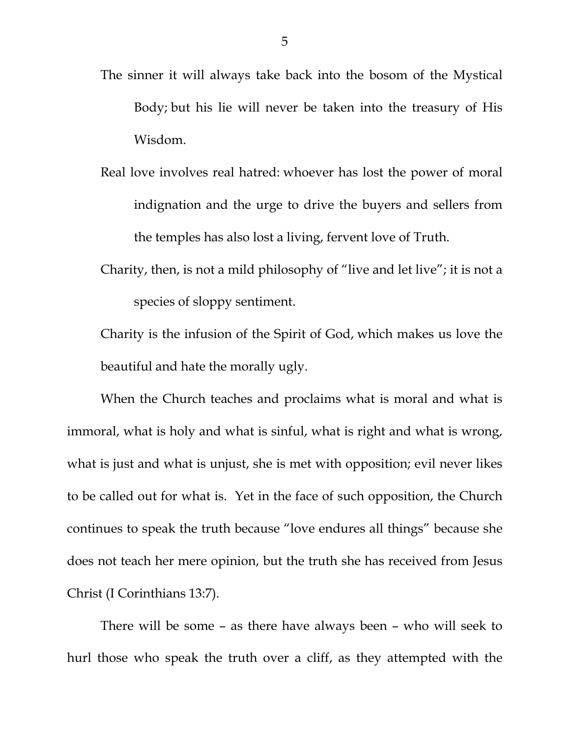The sinner it will always take back into the bosom of the Mystical Body; but his lie will never be taken into the treasury of His Wisdom.

Real love involves real hatred: whoever has lost the power of moral indignation and the urge to drive the buyers and sellers from the temples has also lost a living, fervent love of Truth.

Charity, then, is not a mild philosophy of "live and let live"; it is not a species of sloppy sentiment.

Charity is the infusion of the Spirit of God, which makes us love the beautiful and hate the morally ugly.

When the Church teaches and proclaims what is moral and what is immoral, what is holy and what is sinful, what is right and what is wrong, what is just and what is unjust, she is met with opposition; evil never likes to be called out for what is. Yet in the face of such opposition, the Church continues to speak the truth because "love endures all things" because she does not teach her mere opinion, but the truth she has received from Jesus Christ (I Corinthians 13:7).

There will be some – as there have always been – who will seek to hurl those who speak the truth over a cliff, as they attempted with the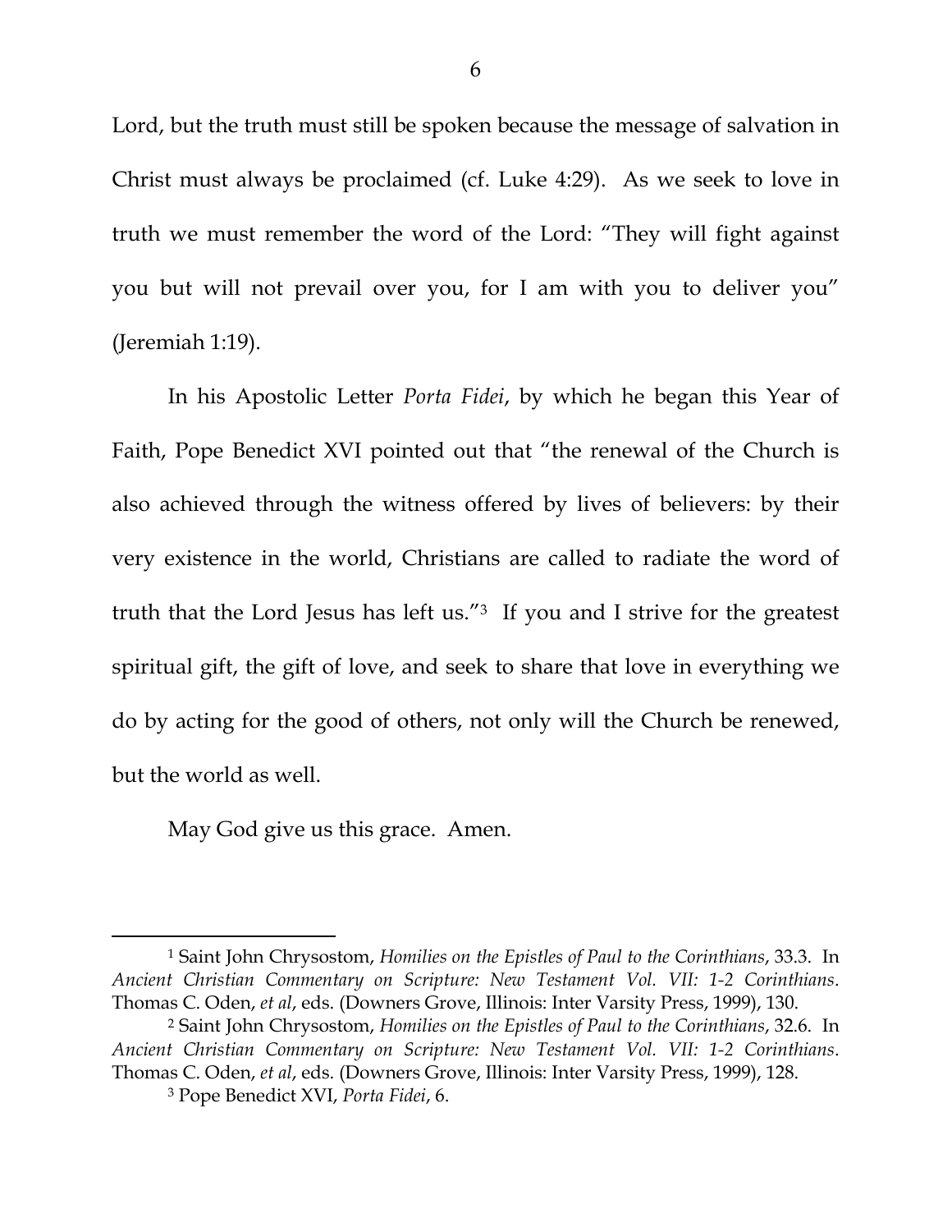Lord, but the truth must still be spoken because the message of salvation in Christ must always be proclaimed (cf. Luke 4:29). As we seek to love in truth we must remember the word of the Lord: "They will fight against you but will not prevail over you, for I am with you to deliver you" (Jeremiah 1:19).

In his Apostolic Letter *Porta Fidei*, by which he began this Year of Faith, Pope Benedict XVI pointed out that "the renewal of the Church is also achieved through the witness offered by lives of believers: by their very existence in the world, Christians are called to radiate the word of truth that the Lord Jesus has left us."[3] If you and I strive for the greatest spiritual gift, the gift of love, and seek to share that love in everything we do by acting for the good of others, not only will the Church be renewed, but the world as well.

May God give us this grace. Amen.

---

[1] Saint John Chrysostom, *Homilies on the Epistles of Paul to the Corinthians*, 33.3. In *Ancient Christian Commentary on Scripture: New Testament Vol. VII: 1-2 Corinthians*. Thomas C. Oden, *et al*, eds. (Downers Grove, Illinois: Inter Varsity Press, 1999), 130.

[2] Saint John Chrysostom, *Homilies on the Epistles of Paul to the Corinthians*, 32.6. In *Ancient Christian Commentary on Scripture: New Testament Vol. VII: 1-2 Corinthians*. Thomas C. Oden, *et al*, eds. (Downers Grove, Illinois: Inter Varsity Press, 1999), 128.

[3] Pope Benedict XVI, *Porta Fidei*, 6.